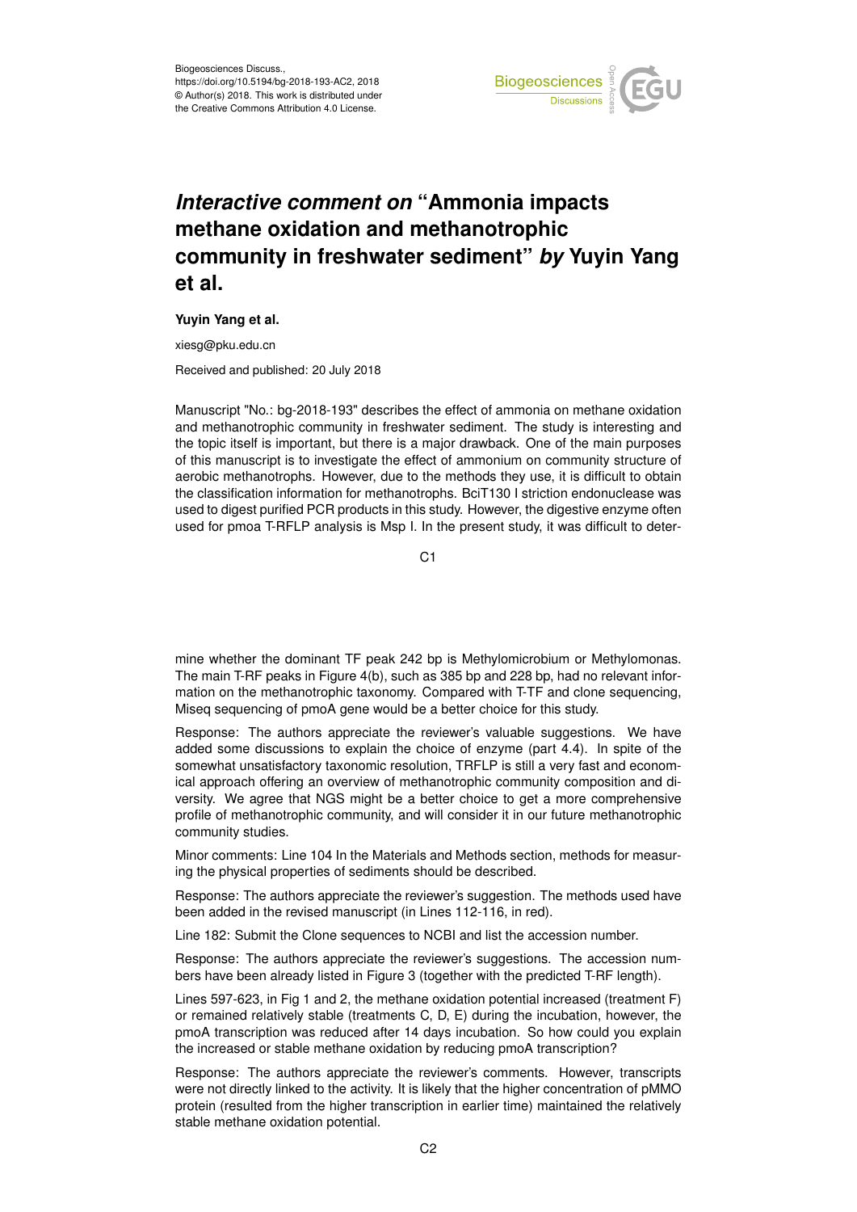Biogeosciences Discuss.,
https://doi.org/10.5194/bg-2018-193-AC2, 2018
© Author(s) 2018. This work is distributed under
the Creative Commons Attribution 4.0 License.

# *Interactive comment on* "Ammonia impacts methane oxidation and methanotrophic community in freshwater sediment" *by* Yuyin Yang et al.

**Yuyin Yang et al.**

xiesg@pku.edu.cn

Received and published: 20 July 2018

Manuscript "No.: bg-2018-193" describes the effect of ammonia on methane oxidation and methanotrophic community in freshwater sediment. The study is interesting and the topic itself is important, but there is a major drawback. One of the main purposes of this manuscript is to investigate the effect of ammonium on community structure of aerobic methanotrophs. However, due to the methods they use, it is difficult to obtain the classification information for methanotrophs. BciT130 I striction endonuclease was used to digest purified PCR products in this study. However, the digestive enzyme often used for pmoa T-RFLP analysis is Msp I. In the present study, it was difficult to determine whether the dominant TF peak 242 bp is Methylomicrobium or Methylomonas. The main T-RF peaks in Figure 4(b), such as 385 bp and 228 bp, had no relevant information on the methanotrophic taxonomy. Compared with T-TF and clone sequencing, Miseq sequencing of pmoA gene would be a better choice for this study.

Response: The authors appreciate the reviewer's valuable suggestions. We have added some discussions to explain the choice of enzyme (part 4.4). In spite of the somewhat unsatisfactory taxonomic resolution, TRFLP is still a very fast and economical approach offering an overview of methanotrophic community composition and diversity. We agree that NGS might be a better choice to get a more comprehensive profile of methanotrophic community, and will consider it in our future methanotrophic community studies.

Minor comments: Line 104 In the Materials and Methods section, methods for measuring the physical properties of sediments should be described.

Response: The authors appreciate the reviewer's suggestion. The methods used have been added in the revised manuscript (in Lines 112-116, in red).

Line 182: Submit the Clone sequences to NCBI and list the accession number.

Response: The authors appreciate the reviewer's suggestions. The accession numbers have been already listed in Figure 3 (together with the predicted T-RF length).

Lines 597-623, in Fig 1 and 2, the methane oxidation potential increased (treatment F) or remained relatively stable (treatments C, D, E) during the incubation, however, the pmoA transcription was reduced after 14 days incubation. So how could you explain the increased or stable methane oxidation by reducing pmoA transcription?

Response: The authors appreciate the reviewer's comments. However, transcripts were not directly linked to the activity. It is likely that the higher concentration of pMMO protein (resulted from the higher transcription in earlier time) maintained the relatively stable methane oxidation potential.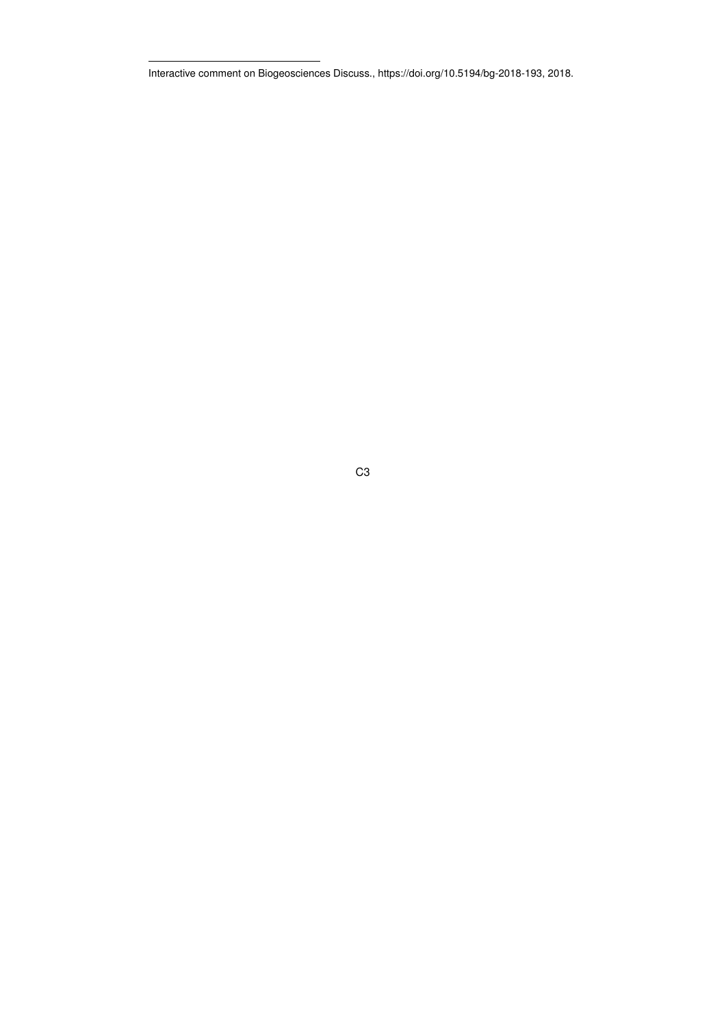Interactive comment on Biogeosciences Discuss., https://doi.org/10.5194/bg-2018-193, 2018.